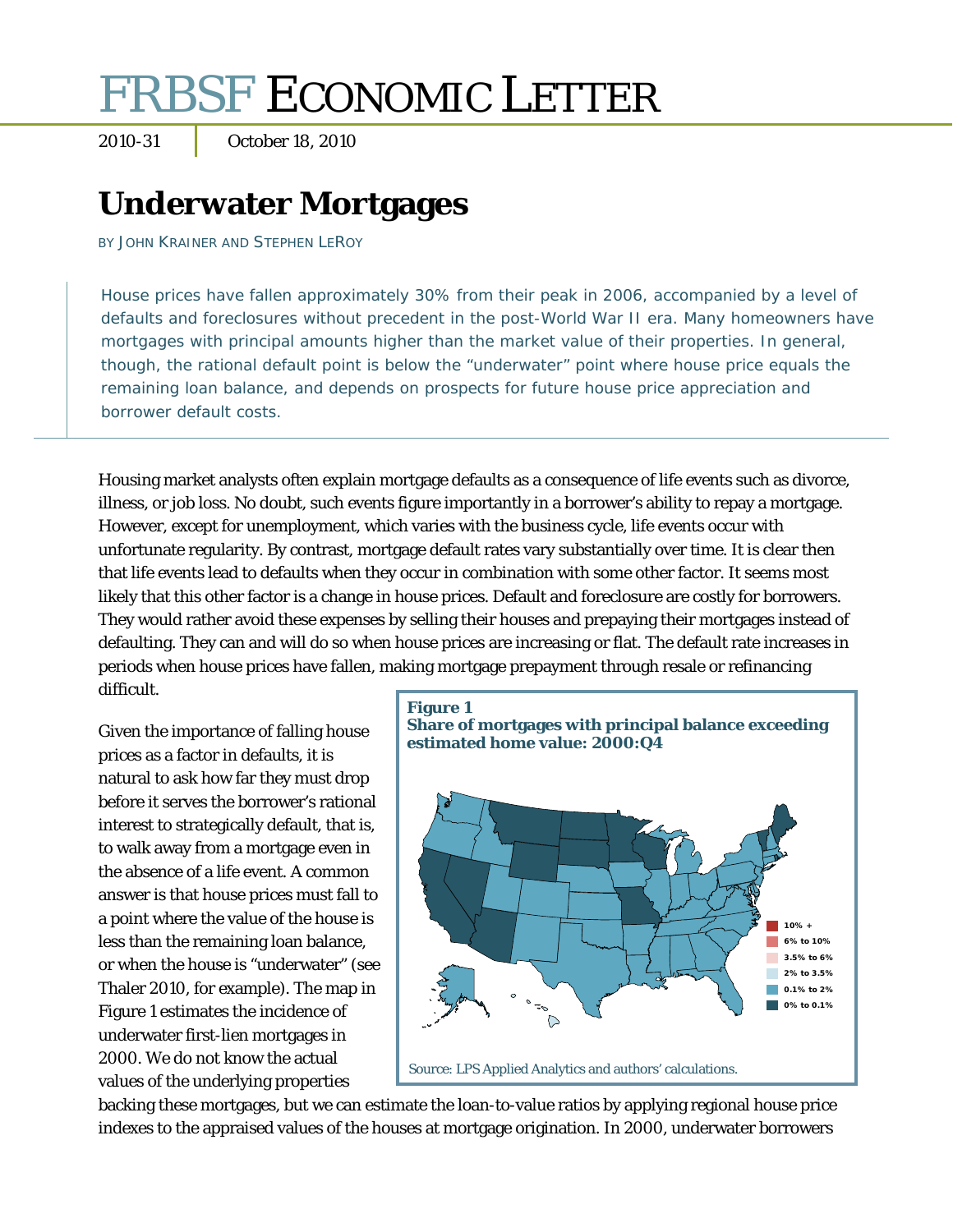# FRBSF ECONOMIC LETTER

2010-31 | October 18, 2010

## Underwater Mortgages

BY JOHN KRAINER AND STEPHEN LEROY

House prices have fallen approximately 30% from their peak in 2006, accompanied by a level of defaults and foreclosures without precedent in the post-World War II era. Many homeowners have mortgages with principal amounts higher than the market value of their properties. In general, though, the rational default point is below the "underwater" point where house price equals the remaining loan balance, and depends on prospects for future house price appreciation and borrower default costs.

Housing market analysts often explain mortgage defaults as a consequence of life events such as divorce, illness, or job loss. No doubt, such events figure importantly in a borrower's ability to repay a mortgage. However, except for unemployment, which varies with the business cycle, life events occur with unfortunate regularity. By contrast, mortgage default rates vary substantially over time. It is clear then that life events lead to defaults when they occur in combination with some other factor. It seems most likely that this other factor is a change in house prices. Default and foreclosure are costly for borrowers. They would rather avoid these expenses by selling their houses and prepaying their mortgages instead of defaulting. They can and will do so when house prices are increasing or flat. The default rate increases in periods when house prices have fallen, making mortgage prepayment through resale or refinancing difficult.

Given the importance of falling house prices as a factor in defaults, it is natural to ask how far they must drop before it serves the borrower's rational interest to strategically default, that is, to walk away from a mortgage even in the absence of a life event. A common answer is that house prices must fall to a point where the value of the house is less than the remaining loan balance, or when the house is "underwater" (see Thaler 2010, for example). The map in Figure 1 estimates the incidence of underwater first-lien mortgages in 2000. We do not know the actual values of the underlying properties backing these mortgages, but we can estimate the loan-to-value ratios by applying regional house price indexes to the appraised values of the houses at mortgage origination. In 2000, underwater borrowers

**Figure 1**
**Share of mortgages with principal balance exceeding estimated home value: 2000:Q4**

Legend: 10% + ; 6% to 10% ; 3.5% to 6% ; 2% to 3.5% ; 0.1% to 2% ; 0% to 0.1%

Source: LPS Applied Analytics and authors' calculations.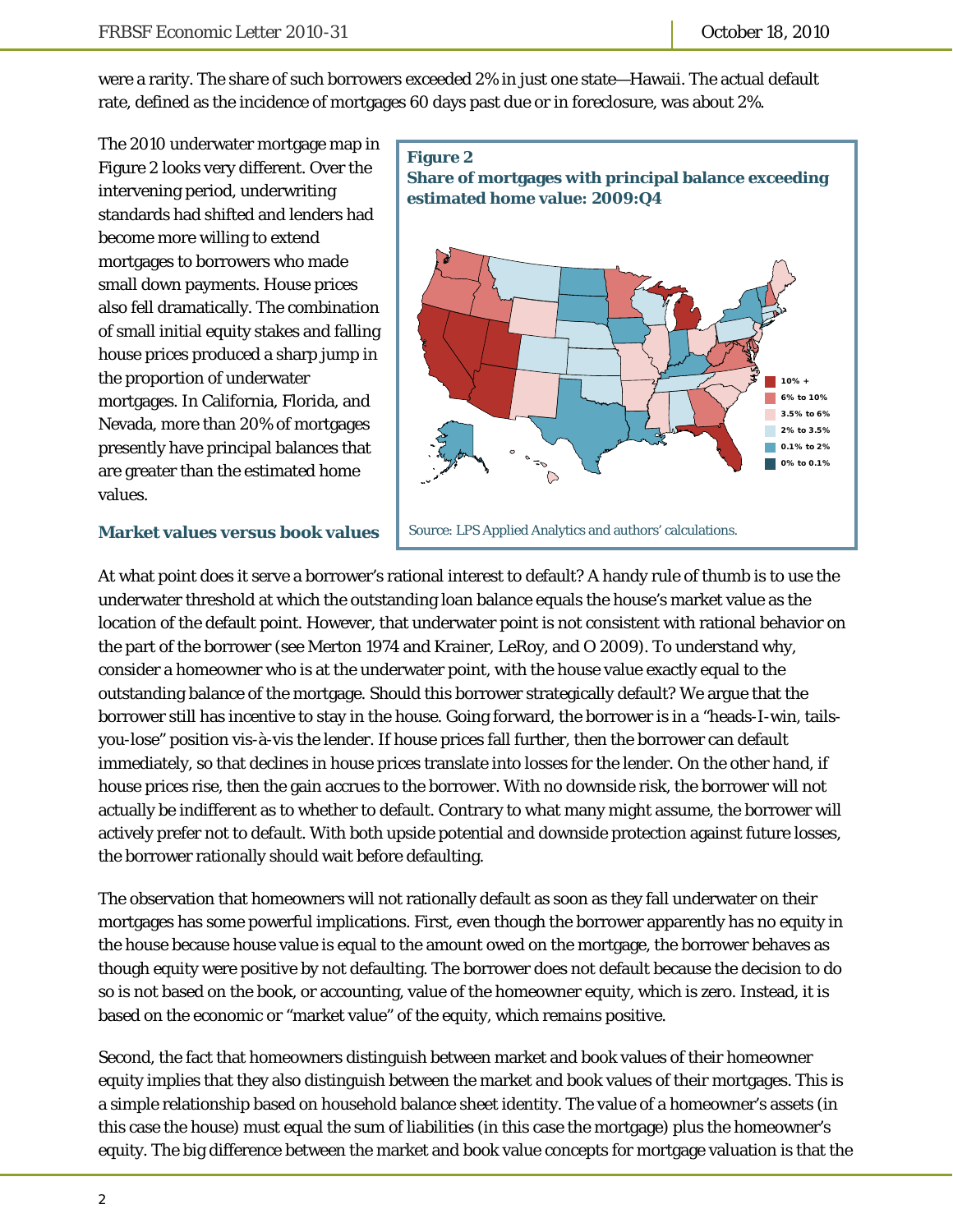were a rarity. The share of such borrowers exceeded 2% in just one state—Hawaii. The actual default rate, defined as the incidence of mortgages 60 days past due or in foreclosure, was about 2%.

The 2010 underwater mortgage map in Figure 2 looks very different. Over the intervening period, underwriting standards had shifted and lenders had become more willing to extend mortgages to borrowers who made small down payments. House prices also fell dramatically. The combination of small initial equity stakes and falling house prices produced a sharp jump in the proportion of underwater mortgages. In California, Florida, and Nevada, more than 20% of mortgages presently have principal balances that are greater than the estimated home values.

**Figure 2**
**Share of mortgages with principal balance exceeding estimated home value: 2009:Q4**

Legend: 10% + ; 6% to 10% ; 3.5% to 6% ; 2% to 3.5% ; 0.1% to 2% ; 0% to 0.1%

Source: LPS Applied Analytics and authors' calculations.

### Market values versus book values

At what point does it serve a borrower's rational interest to default? A handy rule of thumb is to use the underwater threshold at which the outstanding loan balance equals the house's market value as the location of the default point. However, that underwater point is not consistent with rational behavior on the part of the borrower (see Merton 1974 and Krainer, LeRoy, and O 2009). To understand why, consider a homeowner who is at the underwater point, with the house value exactly equal to the outstanding balance of the mortgage. Should this borrower strategically default? We argue that the borrower still has incentive to stay in the house. Going forward, the borrower is in a "heads-I-win, tails-you-lose" position vis-à-vis the lender. If house prices fall further, then the borrower can default immediately, so that declines in house prices translate into losses for the lender. On the other hand, if house prices rise, then the gain accrues to the borrower. With no downside risk, the borrower will not actually be indifferent as to whether to default. Contrary to what many might assume, the borrower will actively prefer not to default. With both upside potential and downside protection against future losses, the borrower rationally should wait before defaulting.

The observation that homeowners will not rationally default as soon as they fall underwater on their mortgages has some powerful implications. First, even though the borrower apparently has no equity in the house because house value is equal to the amount owed on the mortgage, the borrower behaves as though equity were positive by not defaulting. The borrower does not default because the decision to do so is not based on the book, or accounting, value of the homeowner equity, which is zero. Instead, it is based on the economic or "market value" of the equity, which remains positive.

Second, the fact that homeowners distinguish between market and book values of their homeowner equity implies that they also distinguish between the market and book values of their mortgages. This is a simple relationship based on household balance sheet identity. The value of a homeowner's assets (in this case the house) must equal the sum of liabilities (in this case the mortgage) plus the homeowner's equity. The big difference between the market and book value concepts for mortgage valuation is that the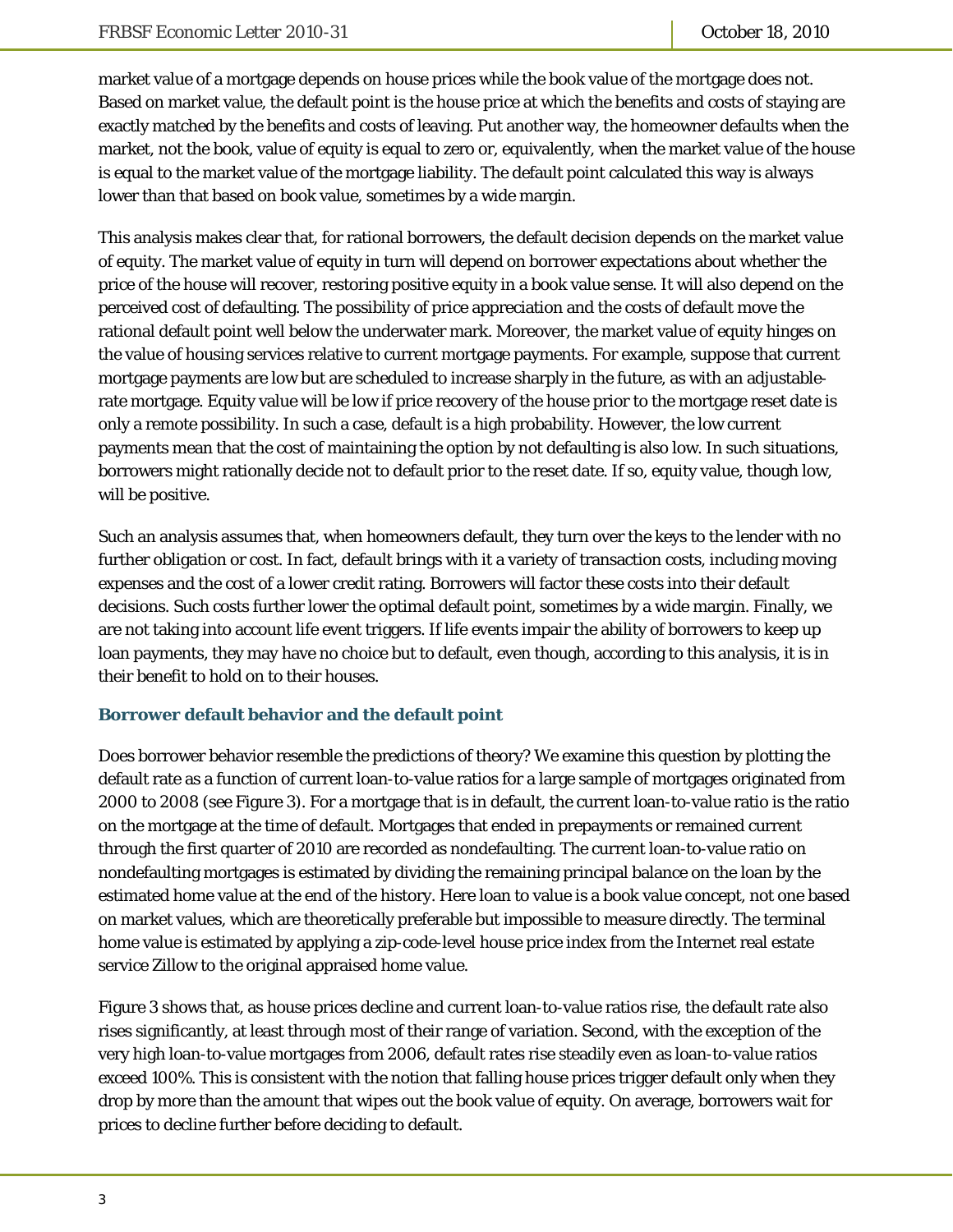market value of a mortgage depends on house prices while the book value of the mortgage does not. Based on market value, the default point is the house price at which the benefits and costs of staying are exactly matched by the benefits and costs of leaving. Put another way, the homeowner defaults when the market, not the book, value of equity is equal to zero or, equivalently, when the market value of the house is equal to the market value of the mortgage liability. The default point calculated this way is always lower than that based on book value, sometimes by a wide margin.

This analysis makes clear that, for rational borrowers, the default decision depends on the market value of equity. The market value of equity in turn will depend on borrower expectations about whether the price of the house will recover, restoring positive equity in a book value sense. It will also depend on the perceived cost of defaulting. The possibility of price appreciation and the costs of default move the rational default point well below the underwater mark. Moreover, the market value of equity hinges on the value of housing services relative to current mortgage payments. For example, suppose that current mortgage payments are low but are scheduled to increase sharply in the future, as with an adjustable-rate mortgage. Equity value will be low if price recovery of the house prior to the mortgage reset date is only a remote possibility. In such a case, default is a high probability. However, the low current payments mean that the cost of maintaining the option by not defaulting is also low. In such situations, borrowers might rationally decide not to default prior to the reset date. If so, equity value, though low, will be positive.

Such an analysis assumes that, when homeowners default, they turn over the keys to the lender with no further obligation or cost. In fact, default brings with it a variety of transaction costs, including moving expenses and the cost of a lower credit rating. Borrowers will factor these costs into their default decisions. Such costs further lower the optimal default point, sometimes by a wide margin. Finally, we are not taking into account life event triggers. If life events impair the ability of borrowers to keep up loan payments, they may have no choice but to default, even though, according to this analysis, it is in their benefit to hold on to their houses.

### Borrower default behavior and the default point

Does borrower behavior resemble the predictions of theory? We examine this question by plotting the default rate as a function of current loan-to-value ratios for a large sample of mortgages originated from 2000 to 2008 (see Figure 3). For a mortgage that is in default, the current loan-to-value ratio is the ratio on the mortgage at the time of default. Mortgages that ended in prepayments or remained current through the first quarter of 2010 are recorded as nondefaulting. The current loan-to-value ratio on nondefaulting mortgages is estimated by dividing the remaining principal balance on the loan by the estimated home value at the end of the history. Here loan to value is a book value concept, not one based on market values, which are theoretically preferable but impossible to measure directly. The terminal home value is estimated by applying a zip-code-level house price index from the Internet real estate service Zillow to the original appraised home value.

Figure 3 shows that, as house prices decline and current loan-to-value ratios rise, the default rate also rises significantly, at least through most of their range of variation. Second, with the exception of the very high loan-to-value mortgages from 2006, default rates rise steadily even as loan-to-value ratios exceed 100%. This is consistent with the notion that falling house prices trigger default only when they drop by more than the amount that wipes out the book value of equity. On average, borrowers wait for prices to decline further before deciding to default.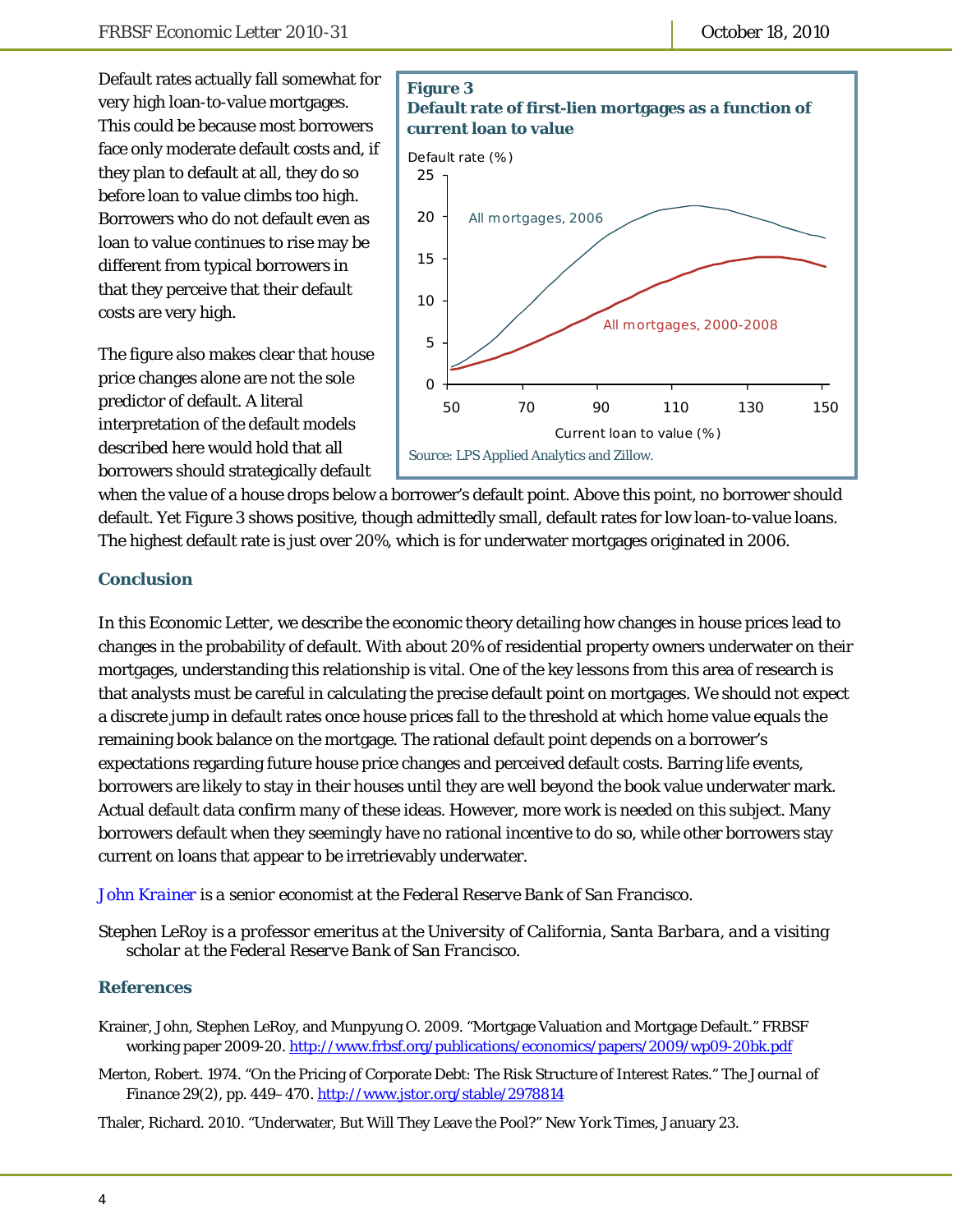Default rates actually fall somewhat for very high loan-to-value mortgages. This could be because most borrowers face only moderate default costs and, if they plan to default at all, they do so before loan to value climbs too high. Borrowers who do not default even as loan to value continues to rise may be different from typical borrowers in that they perceive that their default costs are very high.

**Figure 3**
**Default rate of first-lien mortgages as a function of current loan to value**

Source: LPS Applied Analytics and Zillow.

The figure also makes clear that house price changes alone are not the sole predictor of default. A literal interpretation of the default models described here would hold that all borrowers should strategically default when the value of a house drops below a borrower's default point. Above this point, no borrower should default. Yet Figure 3 shows positive, though admittedly small, default rates for low loan-to-value loans. The highest default rate is just over 20%, which is for underwater mortgages originated in 2006.

## Conclusion

In this *Economic Letter*, we describe the economic theory detailing how changes in house prices lead to changes in the probability of default. With about 20% of residential property owners underwater on their mortgages, understanding this relationship is vital. One of the key lessons from this area of research is that analysts must be careful in calculating the precise default point on mortgages. We should not expect a discrete jump in default rates once house prices fall to the threshold at which home value equals the remaining book balance on the mortgage. The rational default point depends on a borrower's expectations regarding future house price changes and perceived default costs. Barring life events, borrowers are likely to stay in their houses until they are well beyond the book value underwater mark. Actual default data confirm many of these ideas. However, more work is needed on this subject. Many borrowers default when they seemingly have no rational incentive to do so, while other borrowers stay current on loans that appear to be irretrievably underwater.

*John Krainer is a senior economist at the Federal Reserve Bank of San Francisco.*

*Stephen LeRoy is a professor emeritus at the University of California, Santa Barbara, and a visiting scholar at the Federal Reserve Bank of San Francisco.*

## References

Krainer, John, Stephen LeRoy, and Munpyung O. 2009. "Mortgage Valuation and Mortgage Default." FRBSF working paper 2009-20. http://www.frbsf.org/publications/economics/papers/2009/wp09-20bk.pdf

Merton, Robert. 1974. "On the Pricing of Corporate Debt: The Risk Structure of Interest Rates." *The Journal of Finance* 29(2), pp. 449–470. http://www.jstor.org/stable/2978814

Thaler, Richard. 2010. "Underwater, But Will They Leave the Pool?" *New York Times*, January 23.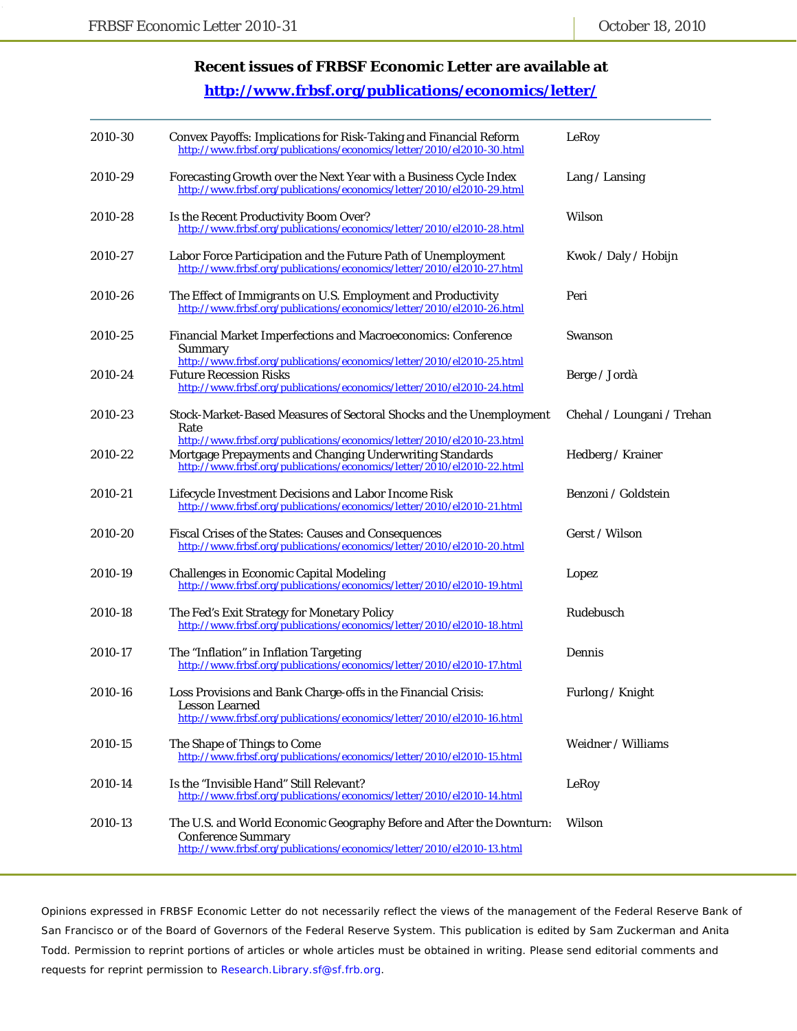**Recent issues of FRBSF Economic Letter are available at**

**http://www.frbsf.org/publications/economics/letter/**

| | | |
|---|---|---|
| 2010-30 | Convex Payoffs: Implications for Risk-Taking and Financial Reform<br>http://www.frbsf.org/publications/economics/letter/2010/el2010-30.html | LeRoy |
| 2010-29 | Forecasting Growth over the Next Year with a Business Cycle Index<br>http://www.frbsf.org/publications/economics/letter/2010/el2010-29.html | Lang / Lansing |
| 2010-28 | Is the Recent Productivity Boom Over?<br>http://www.frbsf.org/publications/economics/letter/2010/el2010-28.html | Wilson |
| 2010-27 | Labor Force Participation and the Future Path of Unemployment<br>http://www.frbsf.org/publications/economics/letter/2010/el2010-27.html | Kwok / Daly / Hobijn |
| 2010-26 | The Effect of Immigrants on U.S. Employment and Productivity<br>http://www.frbsf.org/publications/economics/letter/2010/el2010-26.html | Peri |
| 2010-25 | Financial Market Imperfections and Macroeconomics: Conference Summary<br>http://www.frbsf.org/publications/economics/letter/2010/el2010-25.html | Swanson |
| 2010-24 | Future Recession Risks<br>http://www.frbsf.org/publications/economics/letter/2010/el2010-24.html | Berge / Jordà |
| 2010-23 | Stock-Market-Based Measures of Sectoral Shocks and the Unemployment Rate<br>http://www.frbsf.org/publications/economics/letter/2010/el2010-23.html | Chehal / Loungani / Trehan |
| 2010-22 | Mortgage Prepayments and Changing Underwriting Standards<br>http://www.frbsf.org/publications/economics/letter/2010/el2010-22.html | Hedberg / Krainer |
| 2010-21 | Lifecycle Investment Decisions and Labor Income Risk<br>http://www.frbsf.org/publications/economics/letter/2010/el2010-21.html | Benzoni / Goldstein |
| 2010-20 | Fiscal Crises of the States: Causes and Consequences<br>http://www.frbsf.org/publications/economics/letter/2010/el2010-20.html | Gerst / Wilson |
| 2010-19 | Challenges in Economic Capital Modeling<br>http://www.frbsf.org/publications/economics/letter/2010/el2010-19.html | Lopez |
| 2010-18 | The Fed's Exit Strategy for Monetary Policy<br>http://www.frbsf.org/publications/economics/letter/2010/el2010-18.html | Rudebusch |
| 2010-17 | The "Inflation" in Inflation Targeting<br>http://www.frbsf.org/publications/economics/letter/2010/el2010-17.html | Dennis |
| 2010-16 | Loss Provisions and Bank Charge-offs in the Financial Crisis: Lesson Learned<br>http://www.frbsf.org/publications/economics/letter/2010/el2010-16.html | Furlong / Knight |
| 2010-15 | The Shape of Things to Come<br>http://www.frbsf.org/publications/economics/letter/2010/el2010-15.html | Weidner / Williams |
| 2010-14 | Is the "Invisible Hand" Still Relevant?<br>http://www.frbsf.org/publications/economics/letter/2010/el2010-14.html | LeRoy |
| 2010-13 | The U.S. and World Economic Geography Before and After the Downturn: Conference Summary<br>http://www.frbsf.org/publications/economics/letter/2010/el2010-13.html | Wilson |

Opinions expressed in FRBSF Economic Letter do not necessarily reflect the views of the management of the Federal Reserve Bank of San Francisco or of the Board of Governors of the Federal Reserve System. This publication is edited by Sam Zuckerman and Anita Todd. Permission to reprint portions of articles or whole articles must be obtained in writing. Please send editorial comments and requests for reprint permission to Research.Library.sf@sf.frb.org.